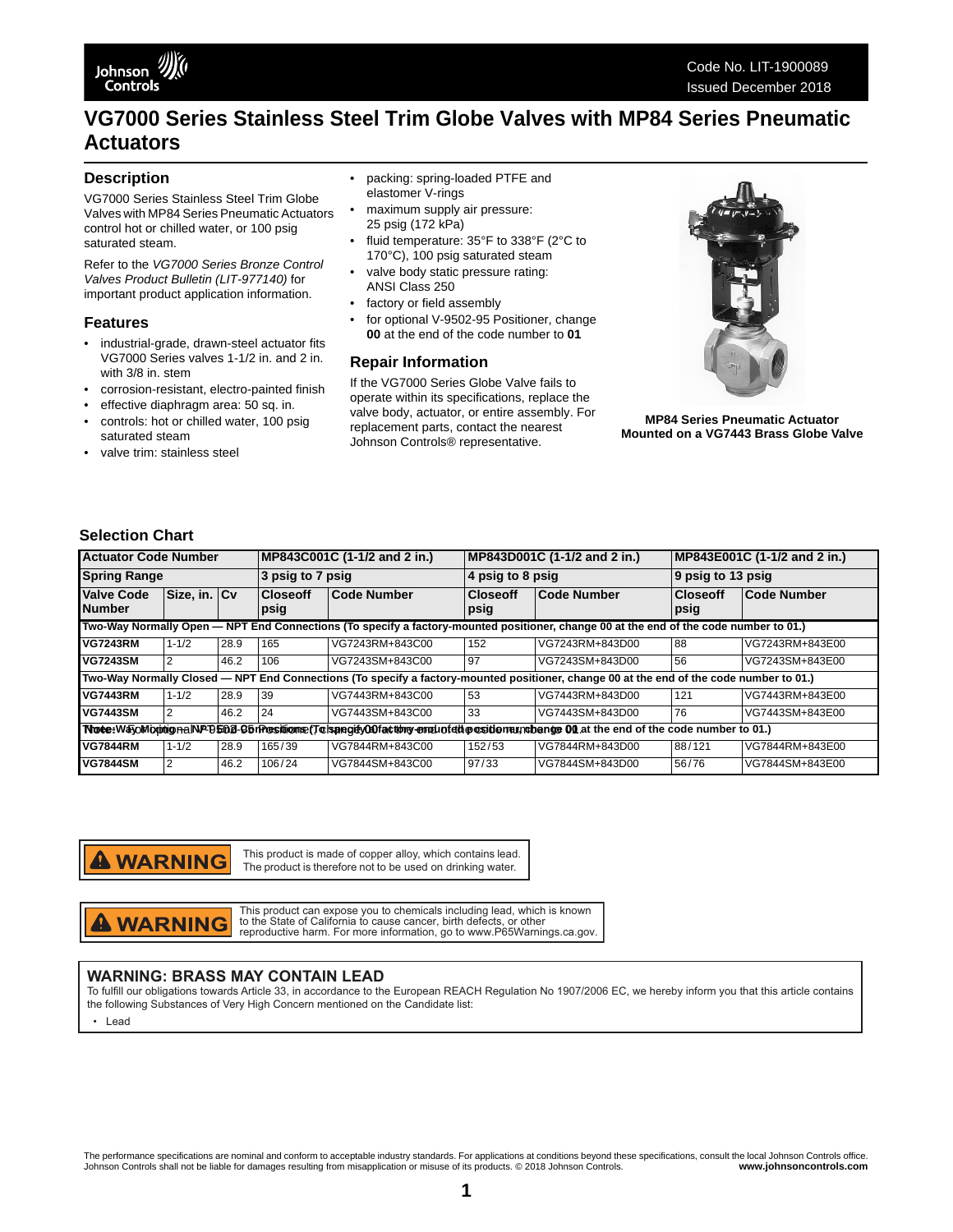# VG7000 Series Stainless Steel Trim Globe Valves with MP84 Series Pneumatic Actuators

## Description

VG7000 Series Stainless Steel Trim Globe Valves with MP84 Series Pneumatic Actuators control hot or chilled water, or 100 psig saturated steam.

Refer to the *VG7000 Series Bronze Control Valves Product Bulletin (LIT-977140)* for important product application information.

## Features

- industrial-grade, drawn-steel actuator fits VG7000 Series valves 1-1/2 in. and 2 in. with 3/8 in. stem
- corrosion-resistant, electro-painted finish
- effective diaphragm area: 50 sq. in.
- controls: hot or chilled water, 100 psig saturated steam
- valve trim: stainless steel
- packing: spring-loaded PTFE and elastomer V-rings
- maximum supply air pressure: 25 psig (172 kPa)
- fluid temperature: 35°F to 338°F (2°C to 170°C), 100 psig saturated steam
- valve body static pressure rating: ANSI Class 250
- factory or field assembly
- for optional V-9502-95 Positioner, change **00** at the end of the code number to **01**

## Repair Information

If the VG7000 Series Globe Valve fails to operate within its specifications, replace the valve body, actuator, or entire assembly. For replacement parts, contact the nearest Johnson Controls® representative.

**MP84 Series Pneumatic Actuator Mounted on a VG7443 Brass Globe Valve**

## Selection Chart

| Actuator Code Number | | | MP843C001C (1-1/2 and 2 in.) | | MP843D001C (1-1/2 and 2 in.) | | MP843E001C (1-1/2 and 2 in.) | |
|---|---|---|---|---|---|---|---|---|
| **Spring Range** | | | **3 psig to 7 psig** | | **4 psig to 8 psig** | | **9 psig to 13 psig** | |
| **Valve Code Number** | **Size, in.** | **Cv** | **Closeoff psig** | **Code Number** | **Closeoff psig** | **Code Number** | **Closeoff psig** | **Code Number** |
| **Two-Way Normally Open — NPT End Connections (To specify a factory-mounted positioner, change 00 at the end of the code number to 01.)** | | | | | | | | |
| **VG7243RM** | 1-1/2 | 28.9 | 165 | VG7243RM+843C00 | 152 | VG7243RM+843D00 | 88 | VG7243RM+843E00 |
| **VG7243SM** | 2 | 46.2 | 106 | VG7243SM+843C00 | 97 | VG7243SM+843D00 | 56 | VG7243SM+843E00 |
| **Two-Way Normally Closed — NPT End Connections (To specify a factory-mounted positioner, change 00 at the end of the code number to 01.)** | | | | | | | | |
| **VG7443RM** | 1-1/2 | 28.9 | 39 | VG7443RM+843C00 | 53 | VG7443RM+843D00 | 121 | VG7443RM+843E00 |
| **VG7443SM** | 2 | 46.2 | 24 | VG7443SM+843C00 | 33 | VG7443SM+843D00 | 76 | VG7443SM+843E00 |
| **Three-Way Mixing — NPT End Connections (To specify a factory-mounted positioner, change 00 at the end of the code number to 01.)** | | | | | | | | |
| **VG7844RM** | 1-1/2 | 28.9 | 165/39 | VG7844RM+843C00 | 152/53 | VG7844RM+843D00 | 88/121 | VG7844RM+843E00 |
| **VG7844SM** | 2 | 46.2 | 106/24 | VG7844SM+843C00 | 97/33 | VG7844SM+843D00 | 56/76 | VG7844SM+843E00 |

**⚠ WARNING** This product is made of copper alloy, which contains lead. The product is therefore not to be used on drinking water.

**⚠ WARNING** This product can expose you to chemicals including lead, which is known to the State of California to cause cancer, birth defects, or other reproductive harm. For more information, go to www.P65Warnings.ca.gov.

### WARNING: BRASS MAY CONTAIN LEAD

To fulfill our obligations towards Article 33, in accordance to the European REACH Regulation No 1907/2006 EC, we hereby inform you that this article contains the following Substances of Very High Concern mentioned on the Candidate list:

- Lead

The performance specifications are nominal and conform to acceptable industry standards. For applications at conditions beyond these specifications, consult the local Johnson Controls office. Johnson Controls shall not be liable for damages resulting from misapplication or misuse of its products. © 2018 Johnson Controls. **www.johnsoncontrols.com**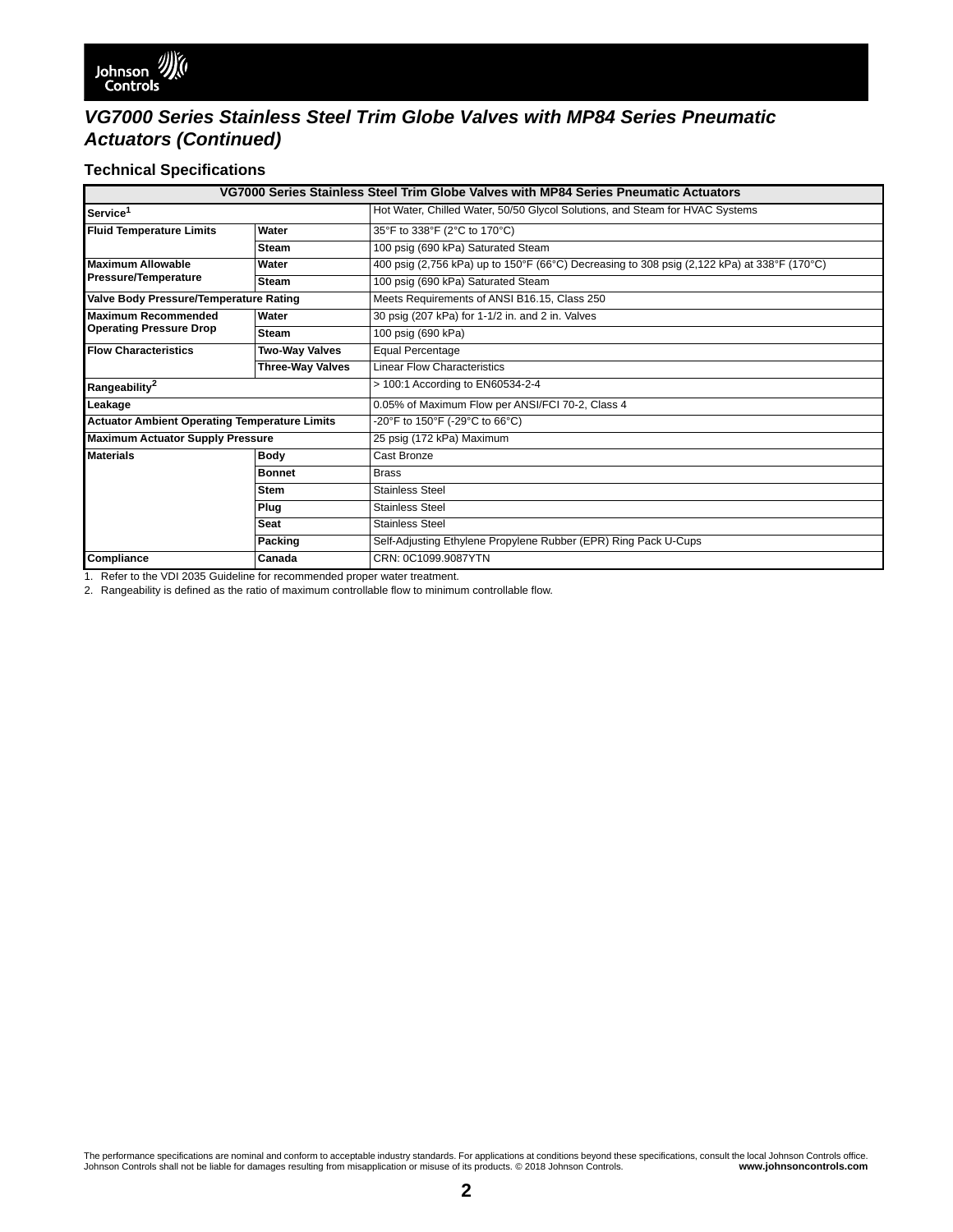## VG7000 Series Stainless Steel Trim Globe Valves with MP84 Series Pneumatic Actuators (Continued)

### Technical Specifications

| VG7000 Series Stainless Steel Trim Globe Valves with MP84 Series Pneumatic Actuators | | |
|---|---|---|
| **Service**[1] | | Hot Water, Chilled Water, 50/50 Glycol Solutions, and Steam for HVAC Systems |
| **Fluid Temperature Limits** | **Water** | 35°F to 338°F (2°C to 170°C) |
| | **Steam** | 100 psig (690 kPa) Saturated Steam |
| **Maximum Allowable Pressure/Temperature** | **Water** | 400 psig (2,756 kPa) up to 150°F (66°C) Decreasing to 308 psig (2,122 kPa) at 338°F (170°C) |
| | **Steam** | 100 psig (690 kPa) Saturated Steam |
| **Valve Body Pressure/Temperature Rating** | | Meets Requirements of ANSI B16.15, Class 250 |
| **Maximum Recommended Operating Pressure Drop** | **Water** | 30 psig (207 kPa) for 1-1/2 in. and 2 in. Valves |
| | **Steam** | 100 psig (690 kPa) |
| **Flow Characteristics** | **Two-Way Valves** | Equal Percentage |
| | **Three-Way Valves** | Linear Flow Characteristics |
| **Rangeability**[2] | | > 100:1 According to EN60534-2-4 |
| **Leakage** | | 0.05% of Maximum Flow per ANSI/FCI 70-2, Class 4 |
| **Actuator Ambient Operating Temperature Limits** | | -20°F to 150°F (-29°C to 66°C) |
| **Maximum Actuator Supply Pressure** | | 25 psig (172 kPa) Maximum |
| **Materials** | **Body** | Cast Bronze |
| | **Bonnet** | Brass |
| | **Stem** | Stainless Steel |
| | **Plug** | Stainless Steel |
| | **Seat** | Stainless Steel |
| | **Packing** | Self-Adjusting Ethylene Propylene Rubber (EPR) Ring Pack U-Cups |
| **Compliance** | **Canada** | CRN: 0C1099.9087YTN |

1. Refer to the VDI 2035 Guideline for recommended proper water treatment.
2. Rangeability is defined as the ratio of maximum controllable flow to minimum controllable flow.

The performance specifications are nominal and conform to acceptable industry standards. For applications at conditions beyond these specifications, consult the local Johnson Controls office. Johnson Controls shall not be liable for damages resulting from misapplication or misuse of its products. © 2018 Johnson Controls. **www.johnsoncontrols.com**